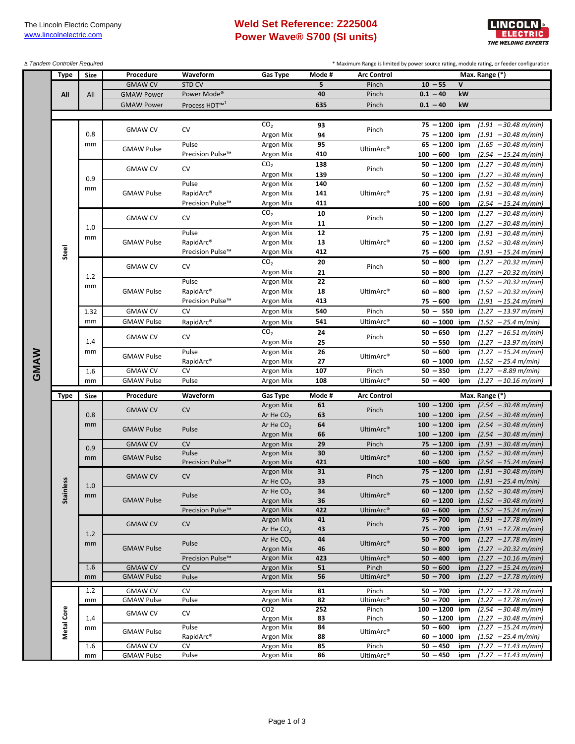The Lincoln Electric Company
www.lincolnelectric.com

# Weld Set Reference: Z225004
# Power Wave® S700 (SI units)

LINCOLN ELECTRIC — THE WELDING EXPERTS

Δ *Tandem Controller Required*

\* Maximum Range is limited by power source rating, module rating, or feeder configuration

| Process | Type | Size | Procedure | Waveform | Gas Type | Mode # | Arc Control | Max. Range (*) | | |
|---|---|---|---|---|---|---|---|---|---|---|
| GMAW | All | All | GMAW CV | STD CV | | 5 | Pinch | 10 – 55 | V | |
| | | | GMAW Power | Power Mode® | | 40 | Pinch | 0.1 – 40 | kW | |
| | | | GMAW Power | Process HDT™[1] | | 635 | Pinch | 0.1 – 40 | kW | |
| | Steel | 0.8 mm | GMAW CV | CV | $CO_2$ | 93 | Pinch | 75 – 1200 | ipm | *(1.91 – 30.48 m/min)* |
| | | | | | Argon Mix | 94 | | 75 – 1200 | ipm | *(1.91 – 30.48 m/min)* |
| | | | GMAW Pulse | Pulse | Argon Mix | 95 | UltimArc® | 65 – 1200 | ipm | *(1.65 – 30.48 m/min)* |
| | | | | Precision Pulse™ | Argon Mix | 410 | | 100 – 600 | ipm | *(2.54 – 15.24 m/min)* |
| | | 0.9 mm | GMAW CV | CV | $CO_2$ | 138 | Pinch | 50 – 1200 | ipm | *(1.27 – 30.48 m/min)* |
| | | | | | Argon Mix | 139 | | 50 – 1200 | ipm | *(1.27 – 30.48 m/min)* |
| | | | GMAW Pulse | Pulse | Argon Mix | 140 | UltimArc® | 60 – 1200 | ipm | *(1.52 – 30.48 m/min)* |
| | | | | RapidArc® | Argon Mix | 141 | | 75 – 1200 | ipm | *(1.91 – 30.48 m/min)* |
| | | | | Precision Pulse™ | Argon Mix | 411 | | 100 – 600 | ipm | *(2.54 – 15.24 m/min)* |
| | | 1.0 mm | GMAW CV | CV | $CO_2$ | 10 | Pinch | 50 – 1200 | ipm | *(1.27 – 30.48 m/min)* |
| | | | | | Argon Mix | 11 | | 50 – 1200 | ipm | *(1.27 – 30.48 m/min)* |
| | | | GMAW Pulse | Pulse | Argon Mix | 12 | UltimArc® | 75 – 1200 | ipm | *(1.91 – 30.48 m/min)* |
| | | | | RapidArc® | Argon Mix | 13 | | 60 – 1200 | ipm | *(1.52 – 30.48 m/min)* |
| | | | | Precision Pulse™ | Argon Mix | 412 | | 75 – 600 | ipm | *(1.91 – 15.24 m/min)* |
| | | 1.2 mm | GMAW CV | CV | $CO_2$ | 20 | Pinch | 50 – 800 | ipm | *(1.27 – 20.32 m/min)* |
| | | | | | Argon Mix | 21 | | 50 – 800 | ipm | *(1.27 – 20.32 m/min)* |
| | | | GMAW Pulse | Pulse | Argon Mix | 22 | UltimArc® | 60 – 800 | ipm | *(1.52 – 20.32 m/min)* |
| | | | | RapidArc® | Argon Mix | 18 | | 60 – 800 | ipm | *(1.52 – 20.32 m/min)* |
| | | | | Precision Pulse™ | Argon Mix | 413 | | 75 – 600 | ipm | *(1.91 – 15.24 m/min)* |
| | | 1.32 mm | GMAW CV | CV | Argon Mix | 540 | Pinch | 50 – 550 | ipm | *(1.27 – 13.97 m/min)* |
| | | | GMAW Pulse | RapidArc® | Argon Mix | 541 | UltimArc® | 60 – 1000 | ipm | *(1.52 – 25.4 m/min)* |
| | | 1.4 mm | GMAW CV | CV | $CO_2$ | 24 | Pinch | 50 – 650 | ipm | *(1.27 – 16.51 m/min)* |
| | | | | | Argon Mix | 25 | | 50 – 550 | ipm | *(1.27 – 13.97 m/min)* |
| | | | GMAW Pulse | Pulse | Argon Mix | 26 | UltimArc® | 50 – 600 | ipm | *(1.27 – 15.24 m/min)* |
| | | | | RapidArc® | Argon Mix | 27 | | 60 – 1000 | ipm | *(1.52 – 25.4 m/min)* |
| | | 1.6 mm | GMAW CV | CV | Argon Mix | 107 | Pinch | 50 – 350 | ipm | *(1.27 – 8.89 m/min)* |
| | | | GMAW Pulse | Pulse | Argon Mix | 108 | UltimArc® | 50 – 400 | ipm | *(1.27 – 10.16 m/min)* |
| | **Type** | **Size** | **Procedure** | **Waveform** | **Gas Type** | **Mode #** | **Arc Control** | **Max. Range (*)** | | |
| | Stainless | 0.8 mm | GMAW CV | CV | Argon Mix | 61 | Pinch | 100 – 1200 | ipm | *(2.54 – 30.48 m/min)* |
| | | | | | Ar He $CO_2$ | 63 | | 100 – 1200 | ipm | *(2.54 – 30.48 m/min)* |
| | | | GMAW Pulse | Pulse | Ar He $CO_2$ | 64 | UltimArc® | 100 – 1200 | ipm | *(2.54 – 30.48 m/min)* |
| | | | | | Argon Mix | 66 | | 100 – 1200 | ipm | *(2.54 – 30.48 m/min)* |
| | | 0.9 mm | GMAW CV | CV | Argon Mix | 29 | Pinch | 75 – 1200 | ipm | *(1.91 – 30.48 m/min)* |
| | | | GMAW Pulse | Pulse | Argon Mix | 30 | UltimArc® | 60 – 1200 | ipm | *(1.52 – 30.48 m/min)* |
| | | | | Precision Pulse™ | Argon Mix | 421 | | 100 – 600 | ipm | *(2.54 – 15.24 m/min)* |
| | | 1.0 mm | GMAW CV | CV | Argon Mix | 31 | Pinch | 75 – 1200 | ipm | *(1.91 – 30.48 m/min)* |
| | | | | | Ar He $CO_2$ | 33 | | 75 – 1000 | ipm | *(1.91 – 25.4 m/min)* |
| | | | GMAW Pulse | Pulse | Ar He $CO_2$ | 34 | UltimArc® | 60 – 1200 | ipm | *(1.52 – 30.48 m/min)* |
| | | | | | Argon Mix | 36 | | 60 – 1200 | ipm | *(1.52 – 30.48 m/min)* |
| | | | | Precision Pulse™ | Argon Mix | 422 | UltimArc® | 60 – 600 | ipm | *(1.52 – 15.24 m/min)* |
| | | 1.2 mm | GMAW CV | CV | Argon Mix | 41 | Pinch | 75 – 700 | ipm | *(1.91 – 17.78 m/min)* |
| | | | | | Ar He $CO_2$ | 43 | | 75 – 700 | ipm | *(1.91 – 17.78 m/min)* |
| | | | GMAW Pulse | Pulse | Ar He $CO_2$ | 44 | UltimArc® | 50 – 700 | ipm | *(1.27 – 17.78 m/min)* |
| | | | | | Argon Mix | 46 | | 50 – 800 | ipm | *(1.27 – 20.32 m/min)* |
| | | | | Precision Pulse™ | Argon Mix | 423 | UltimArc® | 50 – 400 | ipm | *(1.27 – 10.16 m/min)* |
| | | 1.6 mm | GMAW CV | CV | Argon Mix | 51 | Pinch | 50 – 600 | ipm | *(1.27 – 15.24 m/min)* |
| | | | GMAW Pulse | Pulse | Argon Mix | 56 | UltimArc® | 50 – 700 | ipm | *(1.27 – 17.78 m/min)* |
| | Metal Core | 1.2 mm | GMAW CV | CV | Argon Mix | 81 | Pinch | 50 – 700 | ipm | *(1.27 – 17.78 m/min)* |
| | | | GMAW Pulse | Pulse | Argon Mix | 82 | UltimArc® | 50 – 700 | ipm | *(1.27 – 17.78 m/min)* |
| | | 1.4 mm | GMAW CV | CV | CO2 | 252 | Pinch | 100 – 1200 | ipm | *(2.54 – 30.48 m/min)* |
| | | | | | Argon Mix | 83 | Pinch | 50 – 1200 | ipm | *(1.27 – 30.48 m/min)* |
| | | | GMAW Pulse | Pulse | Argon Mix | 84 | UltimArc® | 50 – 600 | ipm | *(1.27 – 15.24 m/min)* |
| | | | | RapidArc® | Argon Mix | 88 | | 60 – 1000 | ipm | *(1.52 – 25.4 m/min)* |
| | | 1.6 mm | GMAW CV | CV | Argon Mix | 85 | Pinch | 50 – 450 | ipm | *(1.27 – 11.43 m/min)* |
| | | | GMAW Pulse | Pulse | Argon Mix | 86 | UltimArc® | 50 – 450 | ipm | *(1.27 – 11.43 m/min)* |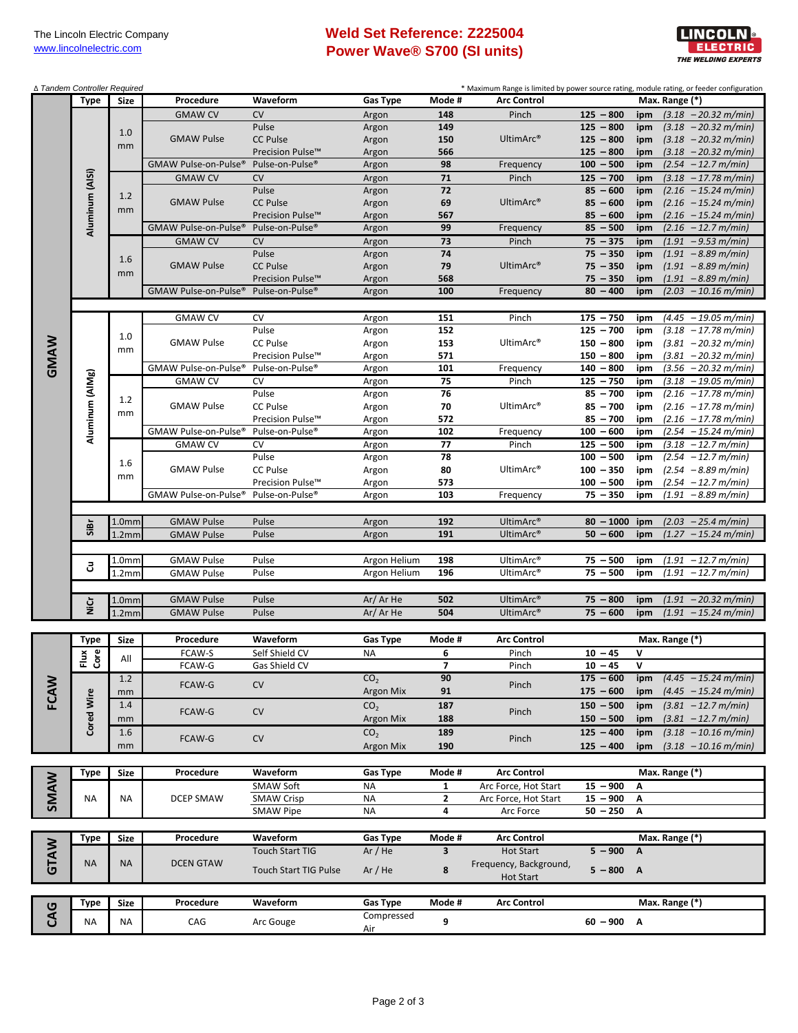The Lincoln Electric Company
www.lincolnelectric.com

# Weld Set Reference: Z225004
# Power Wave® S700 (SI units)

LINCOLN ELECTRIC — THE WELDING EXPERTS

Δ Tandem Controller Required

\* Maximum Range is limited by power source rating, module rating, or feeder configuration

| Process | Type | Size | Procedure | Waveform | Gas Type | Mode # | Arc Control | Max. Range (*) |
|---|---|---|---|---|---|---|---|---|
| GMAW | Aluminum (AlSi) | 1.0 mm | GMAW CV | CV | Argon | 148 | Pinch | 125 – 800 ipm (3.18 – 20.32 m/min) |
| | | | GMAW Pulse | Pulse | Argon | 149 | UltimArc® | 125 – 800 ipm (3.18 – 20.32 m/min) |
| | | | | CC Pulse | Argon | 150 | | 125 – 800 ipm (3.18 – 20.32 m/min) |
| | | | | Precision Pulse™ | Argon | 566 | | 125 – 800 ipm (3.18 – 20.32 m/min) |
| | | | GMAW Pulse-on-Pulse® | Pulse-on-Pulse® | Argon | 98 | Frequency | 100 – 500 ipm (2.54 – 12.7 m/min) |
| | | 1.2 mm | GMAW CV | CV | Argon | 71 | Pinch | 125 – 700 ipm (3.18 – 17.78 m/min) |
| | | | GMAW Pulse | Pulse | Argon | 72 | UltimArc® | 85 – 600 ipm (2.16 – 15.24 m/min) |
| | | | | CC Pulse | Argon | 69 | | 85 – 600 ipm (2.16 – 15.24 m/min) |
| | | | | Precision Pulse™ | Argon | 567 | | 85 – 600 ipm (2.16 – 15.24 m/min) |
| | | | GMAW Pulse-on-Pulse® | Pulse-on-Pulse® | Argon | 99 | Frequency | 85 – 500 ipm (2.16 – 12.7 m/min) |
| | | 1.6 mm | GMAW CV | CV | Argon | 73 | Pinch | 75 – 375 ipm (1.91 – 9.53 m/min) |
| | | | GMAW Pulse | Pulse | Argon | 74 | UltimArc® | 75 – 350 ipm (1.91 – 8.89 m/min) |
| | | | | CC Pulse | Argon | 79 | | 75 – 350 ipm (1.91 – 8.89 m/min) |
| | | | | Precision Pulse™ | Argon | 568 | | 75 – 350 ipm (1.91 – 8.89 m/min) |
| | | | GMAW Pulse-on-Pulse® | Pulse-on-Pulse® | Argon | 100 | Frequency | 80 – 400 ipm (2.03 – 10.16 m/min) |
| | Aluminum (AlMg) | 1.0 mm | GMAW CV | CV | Argon | 151 | Pinch | 175 – 750 ipm (4.45 – 19.05 m/min) |
| | | | GMAW Pulse | Pulse | Argon | 152 | UltimArc® | 125 – 700 ipm (3.18 – 17.78 m/min) |
| | | | | CC Pulse | Argon | 153 | | 150 – 800 ipm (3.81 – 20.32 m/min) |
| | | | | Precision Pulse™ | Argon | 571 | | 150 – 800 ipm (3.81 – 20.32 m/min) |
| | | | GMAW Pulse-on-Pulse® | Pulse-on-Pulse® | Argon | 101 | Frequency | 140 – 800 ipm (3.56 – 20.32 m/min) |
| | | 1.2 mm | GMAW CV | CV | Argon | 75 | Pinch | 125 – 750 ipm (3.18 – 19.05 m/min) |
| | | | GMAW Pulse | Pulse | Argon | 76 | UltimArc® | 85 – 700 ipm (2.16 – 17.78 m/min) |
| | | | | CC Pulse | Argon | 70 | | 85 – 700 ipm (2.16 – 17.78 m/min) |
| | | | | Precision Pulse™ | Argon | 572 | | 85 – 700 ipm (2.16 – 17.78 m/min) |
| | | | GMAW Pulse-on-Pulse® | Pulse-on-Pulse® | Argon | 102 | Frequency | 100 – 600 ipm (2.54 – 15.24 m/min) |
| | | 1.6 mm | GMAW CV | CV | Argon | 77 | Pinch | 125 – 500 ipm (3.18 – 12.7 m/min) |
| | | | GMAW Pulse | Pulse | Argon | 78 | UltimArc® | 100 – 500 ipm (2.54 – 12.7 m/min) |
| | | | | CC Pulse | Argon | 80 | | 100 – 350 ipm (2.54 – 8.89 m/min) |
| | | | | Precision Pulse™ | Argon | 573 | | 100 – 500 ipm (2.54 – 12.7 m/min) |
| | | | GMAW Pulse-on-Pulse® | Pulse-on-Pulse® | Argon | 103 | Frequency | 75 – 350 ipm (1.91 – 8.89 m/min) |
| | SiBr | 1.0mm | GMAW Pulse | Pulse | Argon | 192 | UltimArc® | 80 – 1000 ipm (2.03 – 25.4 m/min) |
| | | 1.2mm | GMAW Pulse | Pulse | Argon | 191 | UltimArc® | 50 – 600 ipm (1.27 – 15.24 m/min) |
| | Cu | 1.0mm | GMAW Pulse | Pulse | Argon Helium | 198 | UltimArc® | 75 – 500 ipm (1.91 – 12.7 m/min) |
| | | 1.2mm | GMAW Pulse | Pulse | Argon Helium | 196 | UltimArc® | 75 – 500 ipm (1.91 – 12.7 m/min) |
| | NiCr | 1.0mm | GMAW Pulse | Pulse | Ar/ Ar He | 502 | UltimArc® | 75 – 800 ipm (1.91 – 20.32 m/min) |
| | | 1.2mm | GMAW Pulse | Pulse | Ar/ Ar He | 504 | UltimArc® | 75 – 600 ipm (1.91 – 15.24 m/min) |

| Process | Type | Size | Procedure | Waveform | Gas Type | Mode # | Arc Control | Max. Range (*) |
|---|---|---|---|---|---|---|---|---|
| FCAW | Flux Core | All | FCAW-S | Self Shield CV | NA | 6 | Pinch | 10 – 45 V |
| | | | FCAW-G | Gas Shield CV | | 7 | Pinch | 10 – 45 V |
| | Cored Wire | 1.2 mm | FCAW-G | CV | $CO_2$ | 90 | Pinch | 175 – 600 ipm (4.45 – 15.24 m/min) |
| | | | | | Argon Mix | 91 | | 175 – 600 ipm (4.45 – 15.24 m/min) |
| | | 1.4 mm | FCAW-G | CV | $CO_2$ | 187 | Pinch | 150 – 500 ipm (3.81 – 12.7 m/min) |
| | | | | | Argon Mix | 188 | | 150 – 500 ipm (3.81 – 12.7 m/min) |
| | | 1.6 mm | FCAW-G | CV | $CO_2$ | 189 | Pinch | 125 – 400 ipm (3.18 – 10.16 m/min) |
| | | | | | Argon Mix | 190 | | 125 – 400 ipm (3.18 – 10.16 m/min) |

| Process | Type | Size | Procedure | Waveform | Gas Type | Mode # | Arc Control | Max. Range (*) |
|---|---|---|---|---|---|---|---|---|
| SMAW | NA | NA | DCEP SMAW | SMAW Soft | NA | 1 | Arc Force, Hot Start | 15 – 900 A |
| | | | | SMAW Crisp | NA | 2 | Arc Force, Hot Start | 15 – 900 A |
| | | | | SMAW Pipe | NA | 4 | Arc Force | 50 – 250 A |

| Process | Type | Size | Procedure | Waveform | Gas Type | Mode # | Arc Control | Max. Range (*) |
|---|---|---|---|---|---|---|---|---|
| GTAW | NA | NA | DCEN GTAW | Touch Start TIG | Ar / He | 3 | Hot Start | 5 – 900 A |
| | | | | Touch Start TIG Pulse | Ar / He | 8 | Frequency, Background, Hot Start | 5 – 800 A |

| Process | Type | Size | Procedure | Waveform | Gas Type | Mode # | Arc Control | Max. Range (*) |
|---|---|---|---|---|---|---|---|---|
| CAG | NA | NA | CAG | Arc Gouge | Compressed Air | 9 | | 60 – 900 A |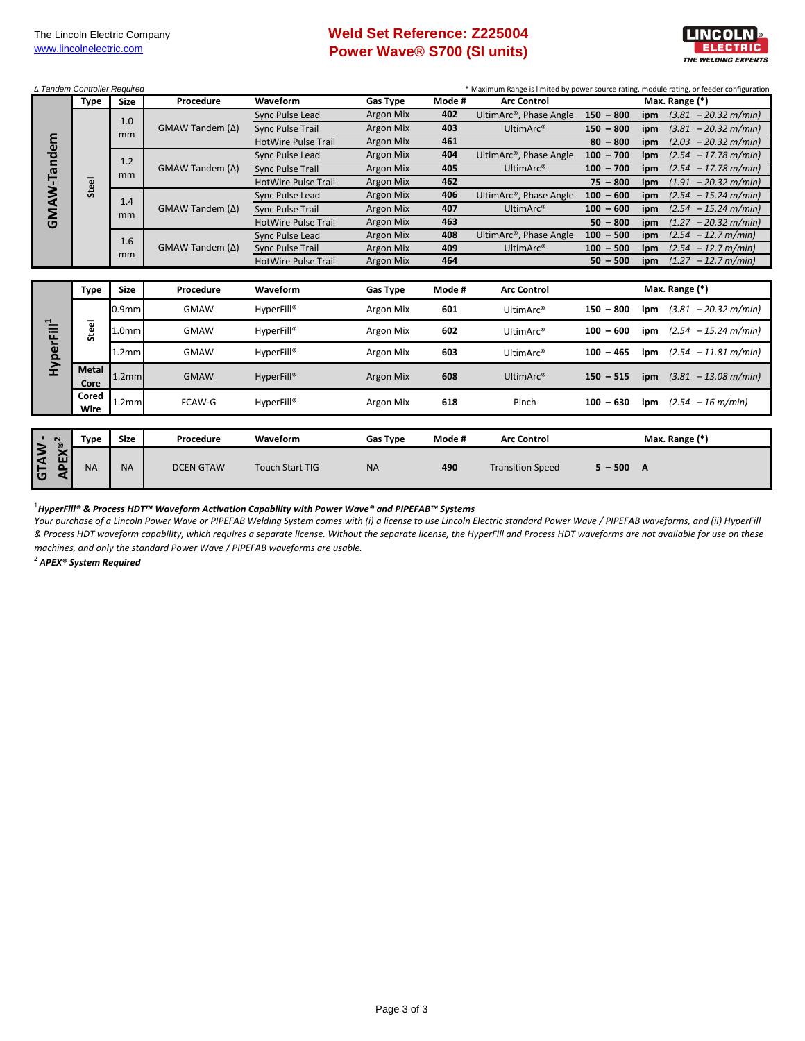The Lincoln Electric Company
www.lincolnelectric.com

# Weld Set Reference: Z225004
## Power Wave® S700 (SI units)

LINCOLN ELECTRIC
THE WELDING EXPERTS

Δ Tandem Controller Required

\* Maximum Range is limited by power source rating, module rating, or feeder configuration

| | Type | Size | Procedure | Waveform | Gas Type | Mode # | Arc Control | Max. Range (*) |
|---|---|---|---|---|---|---|---|---|
| GMAW-Tandem | Steel | 1.0 mm | GMAW Tandem (Δ) | Sync Pulse Lead | Argon Mix | 402 | UltimArc®, Phase Angle | 150 – 800 ipm (3.81 – 20.32 m/min) |
| | | | | Sync Pulse Trail | Argon Mix | 403 | UltimArc® | 150 – 800 ipm (3.81 – 20.32 m/min) |
| | | | | HotWire Pulse Trail | Argon Mix | 461 | | 80 – 800 ipm (2.03 – 20.32 m/min) |
| | | 1.2 mm | GMAW Tandem (Δ) | Sync Pulse Lead | Argon Mix | 404 | UltimArc®, Phase Angle | 100 – 700 ipm (2.54 – 17.78 m/min) |
| | | | | Sync Pulse Trail | Argon Mix | 405 | UltimArc® | 100 – 700 ipm (2.54 – 17.78 m/min) |
| | | | | HotWire Pulse Trail | Argon Mix | 462 | | 75 – 800 ipm (1.91 – 20.32 m/min) |
| | | 1.4 mm | GMAW Tandem (Δ) | Sync Pulse Lead | Argon Mix | 406 | UltimArc®, Phase Angle | 100 – 600 ipm (2.54 – 15.24 m/min) |
| | | | | Sync Pulse Trail | Argon Mix | 407 | UltimArc® | 100 – 600 ipm (2.54 – 15.24 m/min) |
| | | | | HotWire Pulse Trail | Argon Mix | 463 | | 50 – 800 ipm (1.27 – 20.32 m/min) |
| | | 1.6 mm | GMAW Tandem (Δ) | Sync Pulse Lead | Argon Mix | 408 | UltimArc®, Phase Angle | 100 – 500 ipm (2.54 – 12.7 m/min) |
| | | | | Sync Pulse Trail | Argon Mix | 409 | UltimArc® | 100 – 500 ipm (2.54 – 12.7 m/min) |
| | | | | HotWire Pulse Trail | Argon Mix | 464 | | 50 – 500 ipm (1.27 – 12.7 m/min) |

| | Type | Size | Procedure | Waveform | Gas Type | Mode # | Arc Control | Max. Range (*) |
|---|---|---|---|---|---|---|---|---|
| HyperFill[1] | Steel | 0.9mm | GMAW | HyperFill® | Argon Mix | 601 | UltimArc® | 150 – 800 ipm (3.81 – 20.32 m/min) |
| | Steel | 1.0mm | GMAW | HyperFill® | Argon Mix | 602 | UltimArc® | 100 – 600 ipm (2.54 – 15.24 m/min) |
| | Steel | 1.2mm | GMAW | HyperFill® | Argon Mix | 603 | UltimArc® | 100 – 465 ipm (2.54 – 11.81 m/min) |
| | Metal Core | 1.2mm | GMAW | HyperFill® | Argon Mix | 608 | UltimArc® | 150 – 515 ipm (3.81 – 13.08 m/min) |
| | Cored Wire | 1.2mm | FCAW-G | HyperFill® | Argon Mix | 618 | Pinch | 100 – 630 ipm (2.54 – 16 m/min) |

| | Type | Size | Procedure | Waveform | Gas Type | Mode # | Arc Control | Max. Range (*) |
|---|---|---|---|---|---|---|---|---|
| GTAW - APEX®[2] | NA | NA | DCEN GTAW | Touch Start TIG | NA | 490 | Transition Speed | 5 – 500 A |

[1] ***HyperFill® & Process HDT™ Waveform Activation Capability with Power Wave® and PIPEFAB™ Systems***

*Your purchase of a Lincoln Power Wave or PIPEFAB Welding System comes with (i) a license to use Lincoln Electric standard Power Wave / PIPEFAB waveforms, and (ii) HyperFill & Process HDT waveform capability, which requires a separate license. Without the separate license, the HyperFill and Process HDT waveforms are not available for use on these machines, and only the standard Power Wave / PIPEFAB waveforms are usable.*

[2] ***APEX® System Required***